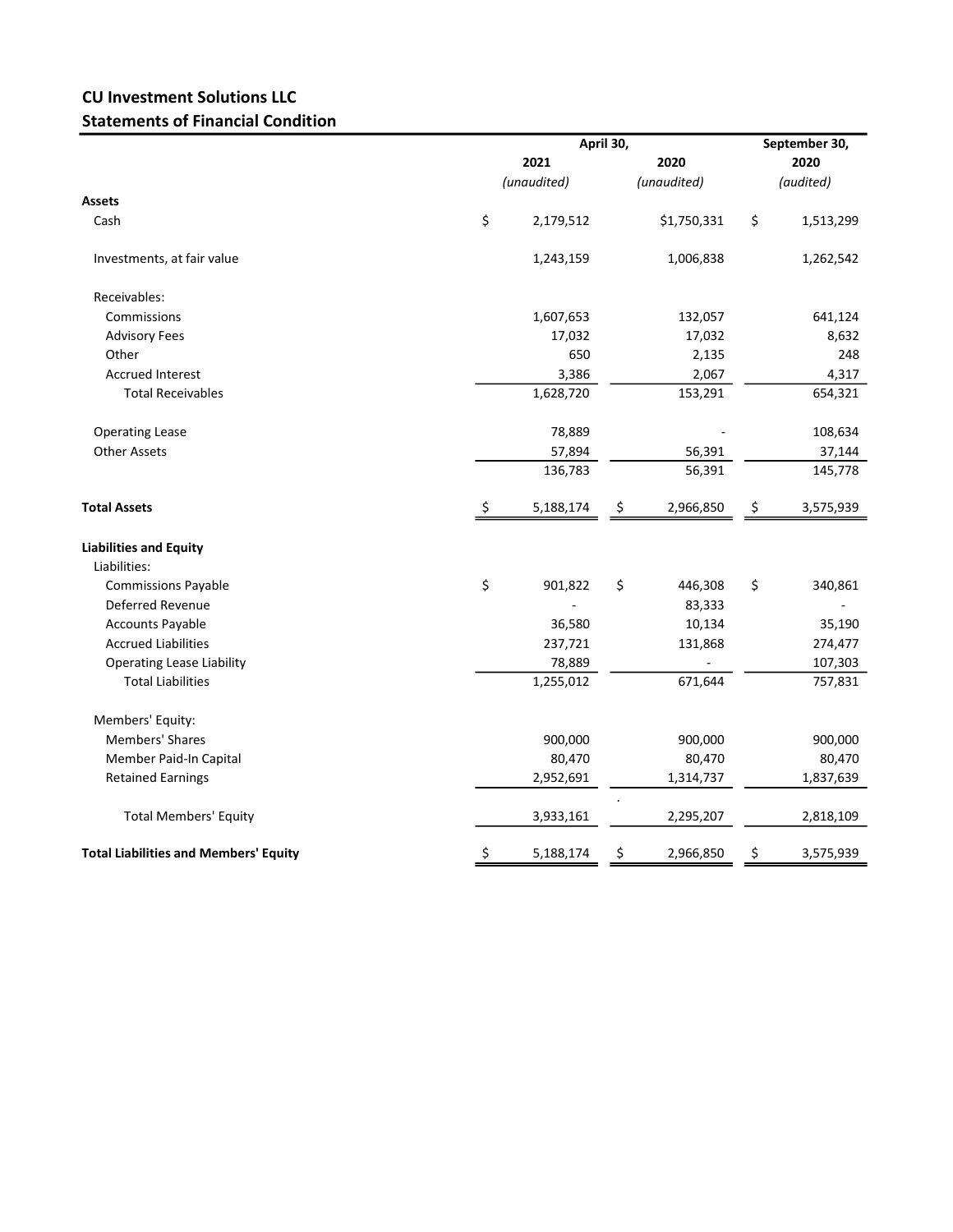## CU Investment Solutions LLC
## Statements of Financial Condition

| | April 30, 2021 *(unaudited)* | April 30, 2020 *(unaudited)* | September 30, 2020 *(audited)* |
|---|---|---|---|
| **Assets** | | | |
| Cash | $ 2,179,512 | $1,750,331 | $ 1,513,299 |
| Investments, at fair value | 1,243,159 | 1,006,838 | 1,262,542 |
| Receivables: | | | |
| Commissions | 1,607,653 | 132,057 | 641,124 |
| Advisory Fees | 17,032 | 17,032 | 8,632 |
| Other | 650 | 2,135 | 248 |
| Accrued Interest | 3,386 | 2,067 | 4,317 |
| Total Receivables | 1,628,720 | 153,291 | 654,321 |
| Operating Lease | 78,889 | - | 108,634 |
| Other Assets | 57,894 | 56,391 | 37,144 |
| | 136,783 | 56,391 | 145,778 |
| **Total Assets** | $ 5,188,174 | $ 2,966,850 | $ 3,575,939 |
| **Liabilities and Equity** | | | |
| Liabilities: | | | |
| Commissions Payable | $ 901,822 | $ 446,308 | $ 340,861 |
| Deferred Revenue | - | 83,333 | - |
| Accounts Payable | 36,580 | 10,134 | 35,190 |
| Accrued Liabilities | 237,721 | 131,868 | 274,477 |
| Operating Lease Liability | 78,889 | - | 107,303 |
| Total Liabilities | 1,255,012 | 671,644 | 757,831 |
| Members' Equity: | | | |
| Members' Shares | 900,000 | 900,000 | 900,000 |
| Member Paid-In Capital | 80,470 | 80,470 | 80,470 |
| Retained Earnings | 2,952,691 | 1,314,737 | 1,837,639 |
| Total Members' Equity | 3,933,161 | 2,295,207 | 2,818,109 |
| **Total Liabilities and Members' Equity** | $ 5,188,174 | $ 2,966,850 | $ 3,575,939 |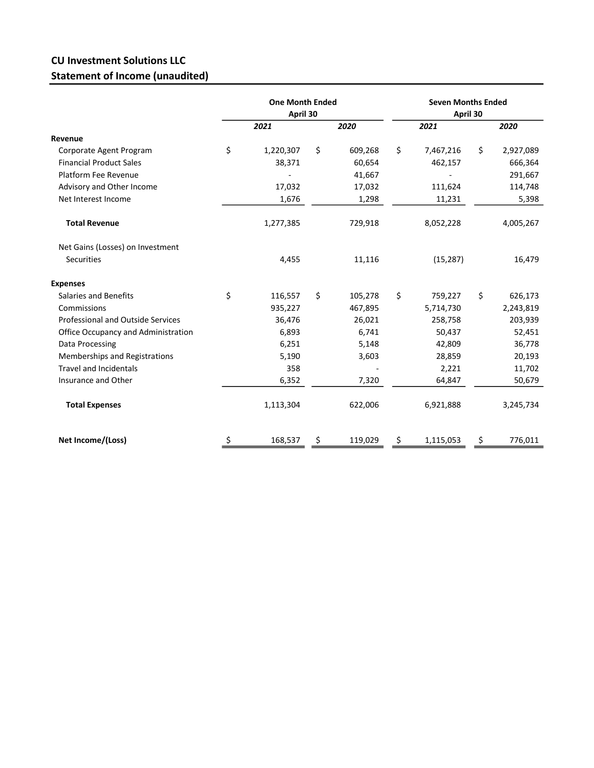## CU Investment Solutions LLC
## Statement of Income (unaudited)

| | One Month Ended April 30 | | Seven Months Ended April 30 | |
|---|---|---|---|---|
| | *2021* | *2020* | *2021* | *2020* |
| **Revenue** | | | | |
| Corporate Agent Program | $ 1,220,307 | $ 609,268 | $ 7,467,216 | $ 2,927,089 |
| Financial Product Sales | 38,371 | 60,654 | 462,157 | 666,364 |
| Platform Fee Revenue | - | 41,667 | - | 291,667 |
| Advisory and Other Income | 17,032 | 17,032 | 111,624 | 114,748 |
| Net Interest Income | 1,676 | 1,298 | 11,231 | 5,398 |
| **Total Revenue** | 1,277,385 | 729,918 | 8,052,228 | 4,005,267 |
| Net Gains (Losses) on Investment Securities | 4,455 | 11,116 | (15,287) | 16,479 |
| **Expenses** | | | | |
| Salaries and Benefits | $ 116,557 | $ 105,278 | $ 759,227 | $ 626,173 |
| Commissions | 935,227 | 467,895 | 5,714,730 | 2,243,819 |
| Professional and Outside Services | 36,476 | 26,021 | 258,758 | 203,939 |
| Office Occupancy and Administration | 6,893 | 6,741 | 50,437 | 52,451 |
| Data Processing | 6,251 | 5,148 | 42,809 | 36,778 |
| Memberships and Registrations | 5,190 | 3,603 | 28,859 | 20,193 |
| Travel and Incidentals | 358 | - | 2,221 | 11,702 |
| Insurance and Other | 6,352 | 7,320 | 64,847 | 50,679 |
| **Total Expenses** | 1,113,304 | 622,006 | 6,921,888 | 3,245,734 |
| **Net Income/(Loss)** | $ 168,537 | $ 119,029 | $ 1,115,053 | $ 776,011 |